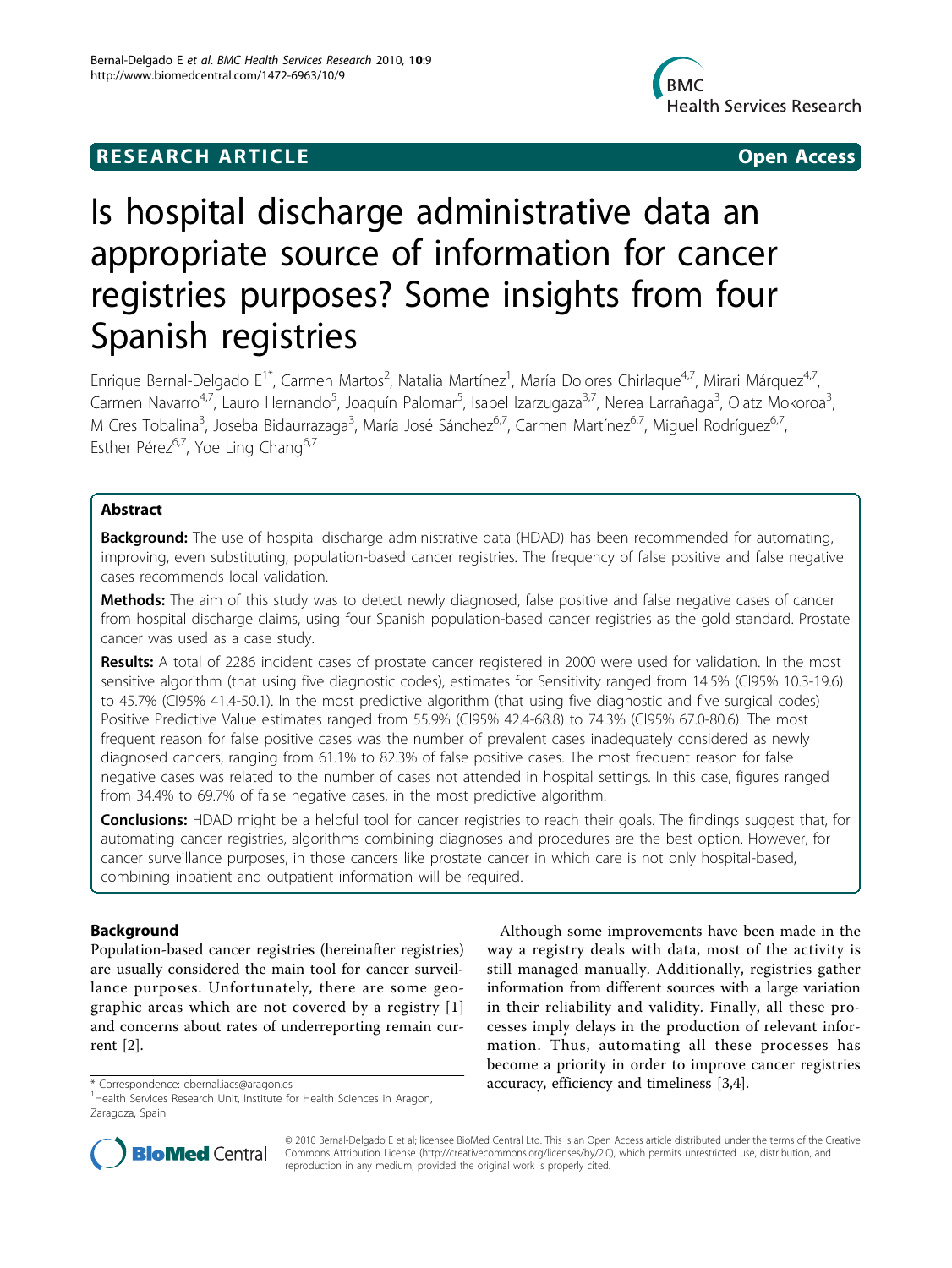RESEARCH ARTICLE Open Access

# Is hospital discharge administrative data an appropriate source of information for cancer registries purposes? Some insights from four Spanish registries

Enrique Bernal-Delgado E[1*], Carmen Martos[2], Natalia Martínez[1], María Dolores Chirlaque[4,7], Mirari Márquez[4,7], Carmen Navarro[4,7], Lauro Hernando[5], Joaquín Palomar[5], Isabel Izarzugaza[3,7], Nerea Larrañaga[3], Olatz Mokoroa[3], M Cres Tobalina[3], Joseba Bidaurrazaga[3], María José Sánchez[6,7], Carmen Martínez[6,7], Miguel Rodríguez[6,7], Esther Pérez[6,7], Yoe Ling Chang[6,7]

## Abstract

**Background:** The use of hospital discharge administrative data (HDAD) has been recommended for automating, improving, even substituting, population-based cancer registries. The frequency of false positive and false negative cases recommends local validation.

**Methods:** The aim of this study was to detect newly diagnosed, false positive and false negative cases of cancer from hospital discharge claims, using four Spanish population-based cancer registries as the gold standard. Prostate cancer was used as a case study.

**Results:** A total of 2286 incident cases of prostate cancer registered in 2000 were used for validation. In the most sensitive algorithm (that using five diagnostic codes), estimates for Sensitivity ranged from 14.5% (CI95% 10.3-19.6) to 45.7% (CI95% 41.4-50.1). In the most predictive algorithm (that using five diagnostic and five surgical codes) Positive Predictive Value estimates ranged from 55.9% (CI95% 42.4-68.8) to 74.3% (CI95% 67.0-80.6). The most frequent reason for false positive cases was the number of prevalent cases inadequately considered as newly diagnosed cancers, ranging from 61.1% to 82.3% of false positive cases. The most frequent reason for false negative cases was related to the number of cases not attended in hospital settings. In this case, figures ranged from 34.4% to 69.7% of false negative cases, in the most predictive algorithm.

**Conclusions:** HDAD might be a helpful tool for cancer registries to reach their goals. The findings suggest that, for automating cancer registries, algorithms combining diagnoses and procedures are the best option. However, for cancer surveillance purposes, in those cancers like prostate cancer in which care is not only hospital-based, combining inpatient and outpatient information will be required.

## Background

Population-based cancer registries (hereinafter registries) are usually considered the main tool for cancer surveillance purposes. Unfortunately, there are some geographic areas which are not covered by a registry [1] and concerns about rates of underreporting remain current [2].

Although some improvements have been made in the way a registry deals with data, most of the activity is still managed manually. Additionally, registries gather information from different sources with a large variation in their reliability and validity. Finally, all these processes imply delays in the production of relevant information. Thus, automating all these processes has become a priority in order to improve cancer registries accuracy, efficiency and timeliness [3,4].

\* Correspondence: ebernal.iacs@aragon.es
[1]Health Services Research Unit, Institute for Health Sciences in Aragon, Zaragoza, Spain

© 2010 Bernal-Delgado E et al; licensee BioMed Central Ltd. This is an Open Access article distributed under the terms of the Creative Commons Attribution License (http://creativecommons.org/licenses/by/2.0), which permits unrestricted use, distribution, and reproduction in any medium, provided the original work is properly cited.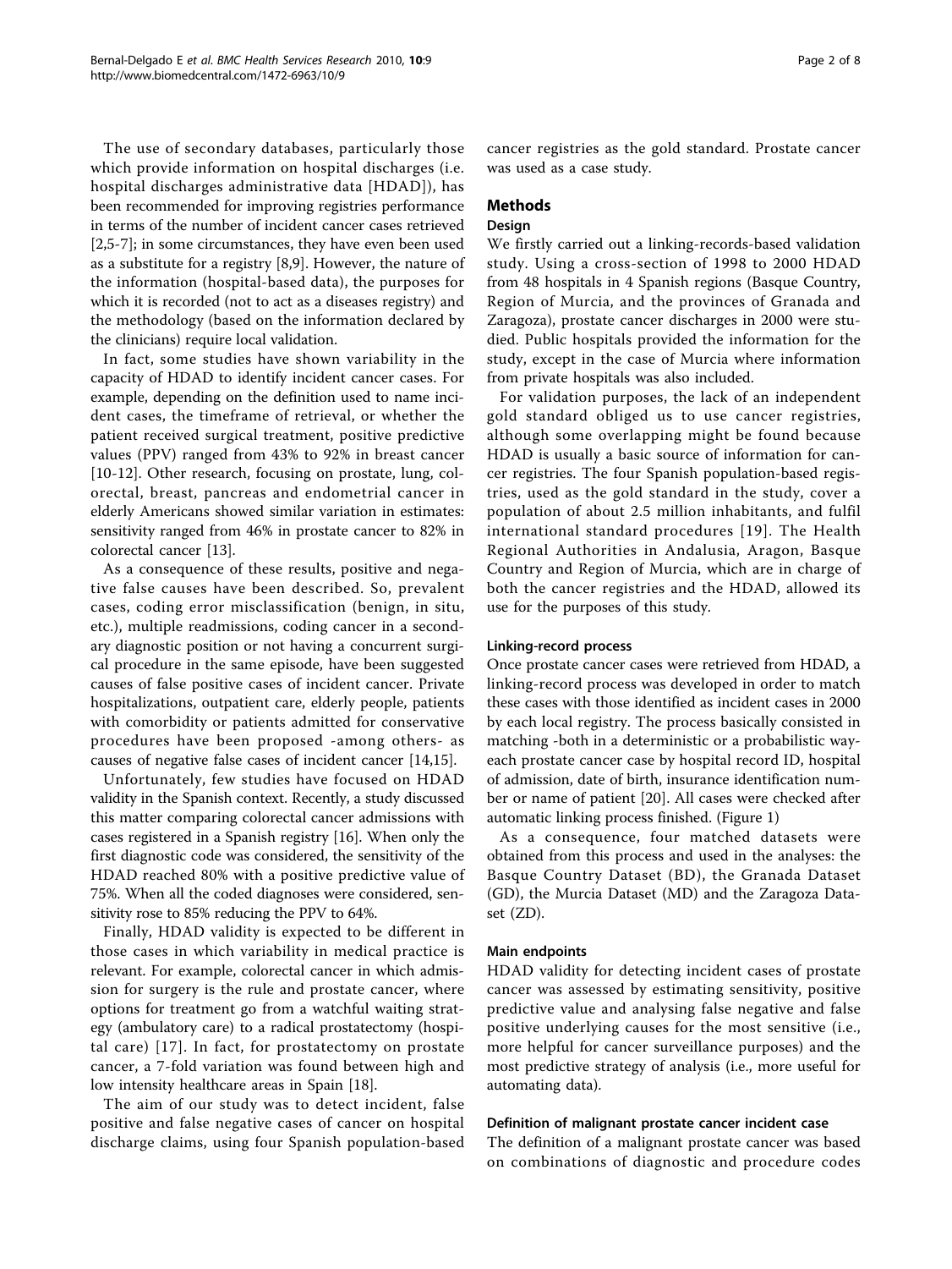The use of secondary databases, particularly those which provide information on hospital discharges (i.e. hospital discharges administrative data [HDAD]), has been recommended for improving registries performance in terms of the number of incident cancer cases retrieved [2,5-7]; in some circumstances, they have even been used as a substitute for a registry [8,9]. However, the nature of the information (hospital-based data), the purposes for which it is recorded (not to act as a diseases registry) and the methodology (based on the information declared by the clinicians) require local validation.

In fact, some studies have shown variability in the capacity of HDAD to identify incident cancer cases. For example, depending on the definition used to name incident cases, the timeframe of retrieval, or whether the patient received surgical treatment, positive predictive values (PPV) ranged from 43% to 92% in breast cancer [10-12]. Other research, focusing on prostate, lung, colorectal, breast, pancreas and endometrial cancer in elderly Americans showed similar variation in estimates: sensitivity ranged from 46% in prostate cancer to 82% in colorectal cancer [13].

As a consequence of these results, positive and negative false causes have been described. So, prevalent cases, coding error misclassification (benign, in situ, etc.), multiple readmissions, coding cancer in a secondary diagnostic position or not having a concurrent surgical procedure in the same episode, have been suggested causes of false positive cases of incident cancer. Private hospitalizations, outpatient care, elderly people, patients with comorbidity or patients admitted for conservative procedures have been proposed -among others- as causes of negative false cases of incident cancer [14,15].

Unfortunately, few studies have focused on HDAD validity in the Spanish context. Recently, a study discussed this matter comparing colorectal cancer admissions with cases registered in a Spanish registry [16]. When only the first diagnostic code was considered, the sensitivity of the HDAD reached 80% with a positive predictive value of 75%. When all the coded diagnoses were considered, sensitivity rose to 85% reducing the PPV to 64%.

Finally, HDAD validity is expected to be different in those cases in which variability in medical practice is relevant. For example, colorectal cancer in which admission for surgery is the rule and prostate cancer, where options for treatment go from a watchful waiting strategy (ambulatory care) to a radical prostatectomy (hospital care) [17]. In fact, for prostatectomy on prostate cancer, a 7-fold variation was found between high and low intensity healthcare areas in Spain [18].

The aim of our study was to detect incident, false positive and false negative cases of cancer on hospital discharge claims, using four Spanish population-based cancer registries as the gold standard. Prostate cancer was used as a case study.

## Methods

### Design

We firstly carried out a linking-records-based validation study. Using a cross-section of 1998 to 2000 HDAD from 48 hospitals in 4 Spanish regions (Basque Country, Region of Murcia, and the provinces of Granada and Zaragoza), prostate cancer discharges in 2000 were studied. Public hospitals provided the information for the study, except in the case of Murcia where information from private hospitals was also included.

For validation purposes, the lack of an independent gold standard obliged us to use cancer registries, although some overlapping might be found because HDAD is usually a basic source of information for cancer registries. The four Spanish population-based registries, used as the gold standard in the study, cover a population of about 2.5 million inhabitants, and fulfil international standard procedures [19]. The Health Regional Authorities in Andalusia, Aragon, Basque Country and Region of Murcia, which are in charge of both the cancer registries and the HDAD, allowed its use for the purposes of this study.

#### Linking-record process

Once prostate cancer cases were retrieved from HDAD, a linking-record process was developed in order to match these cases with those identified as incident cases in 2000 by each local registry. The process basically consisted in matching -both in a deterministic or a probabilistic way- each prostate cancer case by hospital record ID, hospital of admission, date of birth, insurance identification number or name of patient [20]. All cases were checked after automatic linking process finished. (Figure 1)

As a consequence, four matched datasets were obtained from this process and used in the analyses: the Basque Country Dataset (BD), the Granada Dataset (GD), the Murcia Dataset (MD) and the Zaragoza Dataset (ZD).

#### Main endpoints

HDAD validity for detecting incident cases of prostate cancer was assessed by estimating sensitivity, positive predictive value and analysing false negative and false positive underlying causes for the most sensitive (i.e., more helpful for cancer surveillance purposes) and the most predictive strategy of analysis (i.e., more useful for automating data).

#### Definition of malignant prostate cancer incident case

The definition of a malignant prostate cancer was based on combinations of diagnostic and procedure codes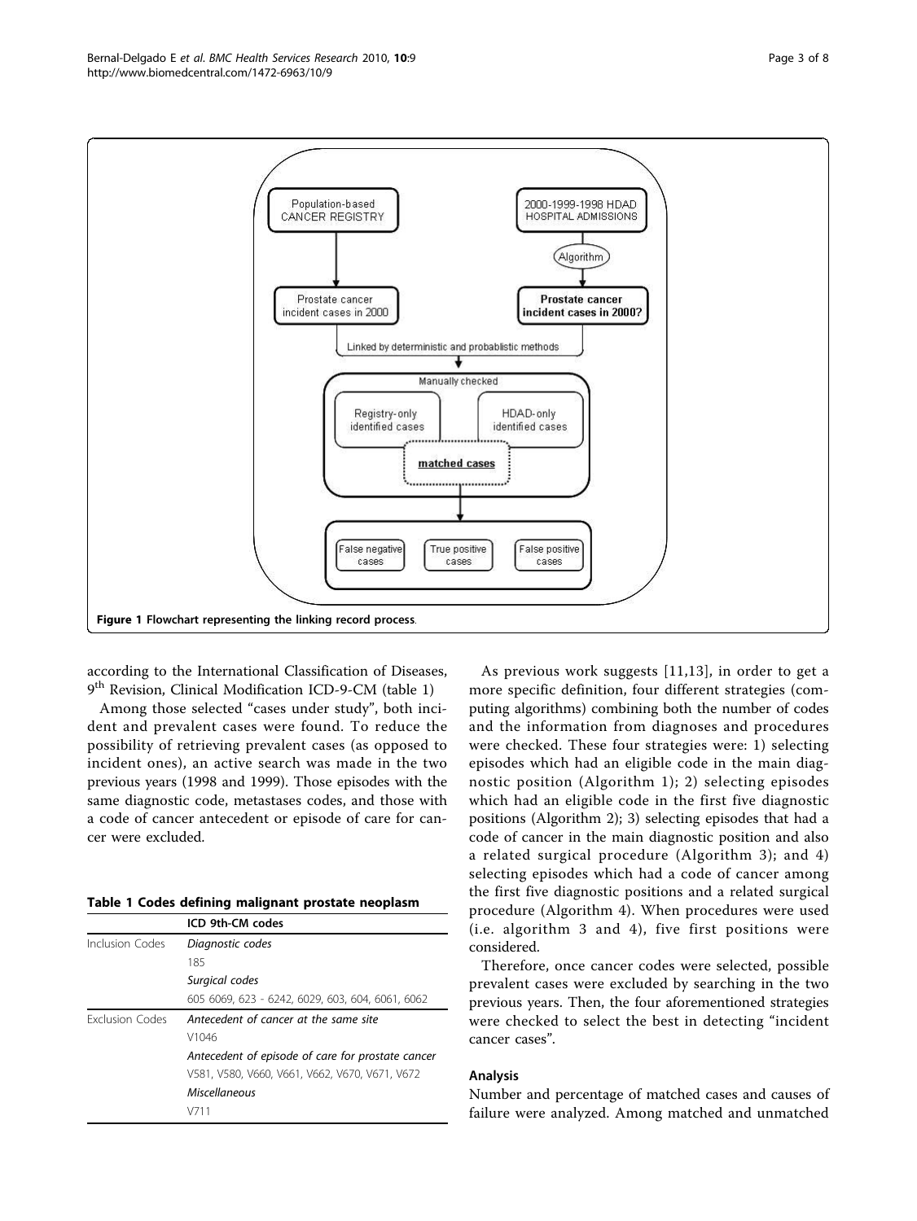Figure 1 Flowchart representing the linking record process.

according to the International Classification of Diseases, 9th Revision, Clinical Modification ICD-9-CM (table 1)

Among those selected "cases under study", both incident and prevalent cases were found. To reduce the possibility of retrieving prevalent cases (as opposed to incident ones), an active search was made in the two previous years (1998 and 1999). Those episodes with the same diagnostic code, metastases codes, and those with a code of cancer antecedent or episode of care for cancer were excluded.

**Table 1 Codes defining malignant prostate neoplasm**

| | ICD 9th-CM codes |
|---|---|
| Inclusion Codes | *Diagnostic codes* |
| | 185 |
| | *Surgical codes* |
| | 605 6069, 623 - 6242, 6029, 603, 604, 6061, 6062 |
| Exclusion Codes | *Antecedent of cancer at the same site* |
| | V1046 |
| | *Antecedent of episode of care for prostate cancer* |
| | V581, V580, V660, V661, V662, V670, V671, V672 |
| | *Miscellaneous* |
| | V711 |

As previous work suggests [11,13], in order to get a more specific definition, four different strategies (computing algorithms) combining both the number of codes and the information from diagnoses and procedures were checked. These four strategies were: 1) selecting episodes which had an eligible code in the main diagnostic position (Algorithm 1); 2) selecting episodes which had an eligible code in the first five diagnostic positions (Algorithm 2); 3) selecting episodes that had a code of cancer in the main diagnostic position and also a related surgical procedure (Algorithm 3); and 4) selecting episodes which had a code of cancer among the first five diagnostic positions and a related surgical procedure (Algorithm 4). When procedures were used (i.e. algorithm 3 and 4), five first positions were considered.

Therefore, once cancer codes were selected, possible prevalent cases were excluded by searching in the two previous years. Then, the four aforementioned strategies were checked to select the best in detecting "incident cancer cases".

### Analysis

Number and percentage of matched cases and causes of failure were analyzed. Among matched and unmatched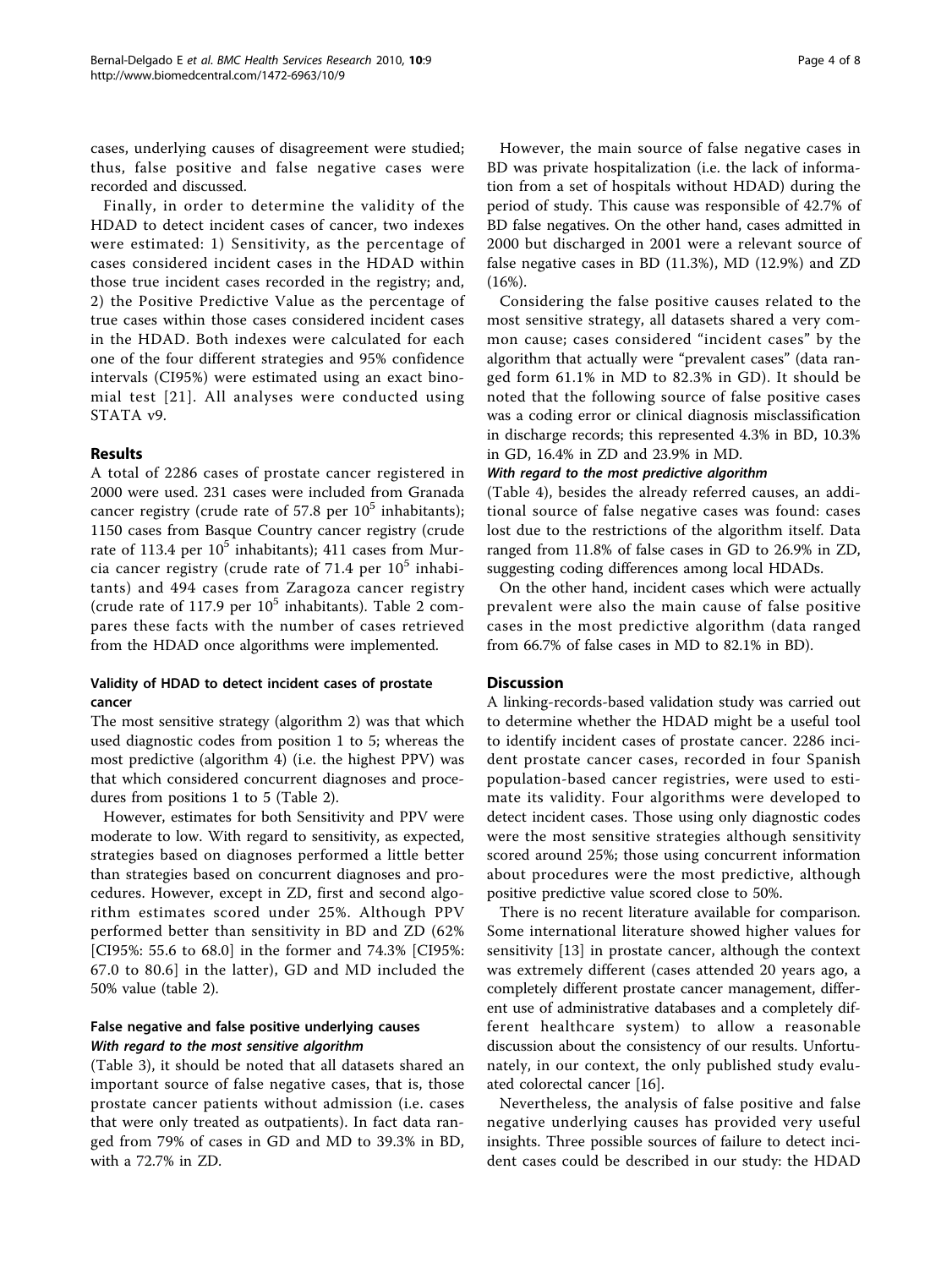cases, underlying causes of disagreement were studied; thus, false positive and false negative cases were recorded and discussed.

Finally, in order to determine the validity of the HDAD to detect incident cases of cancer, two indexes were estimated: 1) Sensitivity, as the percentage of cases considered incident cases in the HDAD within those true incident cases recorded in the registry; and, 2) the Positive Predictive Value as the percentage of true cases within those cases considered incident cases in the HDAD. Both indexes were calculated for each one of the four different strategies and 95% confidence intervals (CI95%) were estimated using an exact binomial test [21]. All analyses were conducted using STATA v9.

## Results

A total of 2286 cases of prostate cancer registered in 2000 were used. 231 cases were included from Granada cancer registry (crude rate of 57.8 per $10^5$ inhabitants); 1150 cases from Basque Country cancer registry (crude rate of 113.4 per $10^5$ inhabitants); 411 cases from Murcia cancer registry (crude rate of 71.4 per $10^5$ inhabitants) and 494 cases from Zaragoza cancer registry (crude rate of 117.9 per $10^5$ inhabitants). Table 2 compares these facts with the number of cases retrieved from the HDAD once algorithms were implemented.

### Validity of HDAD to detect incident cases of prostate cancer

The most sensitive strategy (algorithm 2) was that which used diagnostic codes from position 1 to 5; whereas the most predictive (algorithm 4) (i.e. the highest PPV) was that which considered concurrent diagnoses and procedures from positions 1 to 5 (Table 2).

However, estimates for both Sensitivity and PPV were moderate to low. With regard to sensitivity, as expected, strategies based on diagnoses performed a little better than strategies based on concurrent diagnoses and procedures. However, except in ZD, first and second algorithm estimates scored under 25%. Although PPV performed better than sensitivity in BD and ZD (62% [CI95%: 55.6 to 68.0] in the former and 74.3% [CI95%: 67.0 to 80.6] in the latter), GD and MD included the 50% value (table 2).

### False negative and false positive underlying causes

#### *With regard to the most sensitive algorithm*

(Table 3), it should be noted that all datasets shared an important source of false negative cases, that is, those prostate cancer patients without admission (i.e. cases that were only treated as outpatients). In fact data ranged from 79% of cases in GD and MD to 39.3% in BD, with a 72.7% in ZD.

However, the main source of false negative cases in BD was private hospitalization (i.e. the lack of information from a set of hospitals without HDAD) during the period of study. This cause was responsible of 42.7% of BD false negatives. On the other hand, cases admitted in 2000 but discharged in 2001 were a relevant source of false negative cases in BD (11.3%), MD (12.9%) and ZD (16%).

Considering the false positive causes related to the most sensitive strategy, all datasets shared a very common cause; cases considered "incident cases" by the algorithm that actually were "prevalent cases" (data ranged form 61.1% in MD to 82.3% in GD). It should be noted that the following source of false positive cases was a coding error or clinical diagnosis misclassification in discharge records; this represented 4.3% in BD, 10.3% in GD, 16.4% in ZD and 23.9% in MD.

#### *With regard to the most predictive algorithm*

(Table 4), besides the already referred causes, an additional source of false negative cases was found: cases lost due to the restrictions of the algorithm itself. Data ranged from 11.8% of false cases in GD to 26.9% in ZD, suggesting coding differences among local HDADs.

On the other hand, incident cases which were actually prevalent were also the main cause of false positive cases in the most predictive algorithm (data ranged from 66.7% of false cases in MD to 82.1% in BD).

## Discussion

A linking-records-based validation study was carried out to determine whether the HDAD might be a useful tool to identify incident cases of prostate cancer. 2286 incident prostate cancer cases, recorded in four Spanish population-based cancer registries, were used to estimate its validity. Four algorithms were developed to detect incident cases. Those using only diagnostic codes were the most sensitive strategies although sensitivity scored around 25%; those using concurrent information about procedures were the most predictive, although positive predictive value scored close to 50%.

There is no recent literature available for comparison. Some international literature showed higher values for sensitivity [13] in prostate cancer, although the context was extremely different (cases attended 20 years ago, a completely different prostate cancer management, different use of administrative databases and a completely different healthcare system) to allow a reasonable discussion about the consistency of our results. Unfortunately, in our context, the only published study evaluated colorectal cancer [16].

Nevertheless, the analysis of false positive and false negative underlying causes has provided very useful insights. Three possible sources of failure to detect incident cases could be described in our study: the HDAD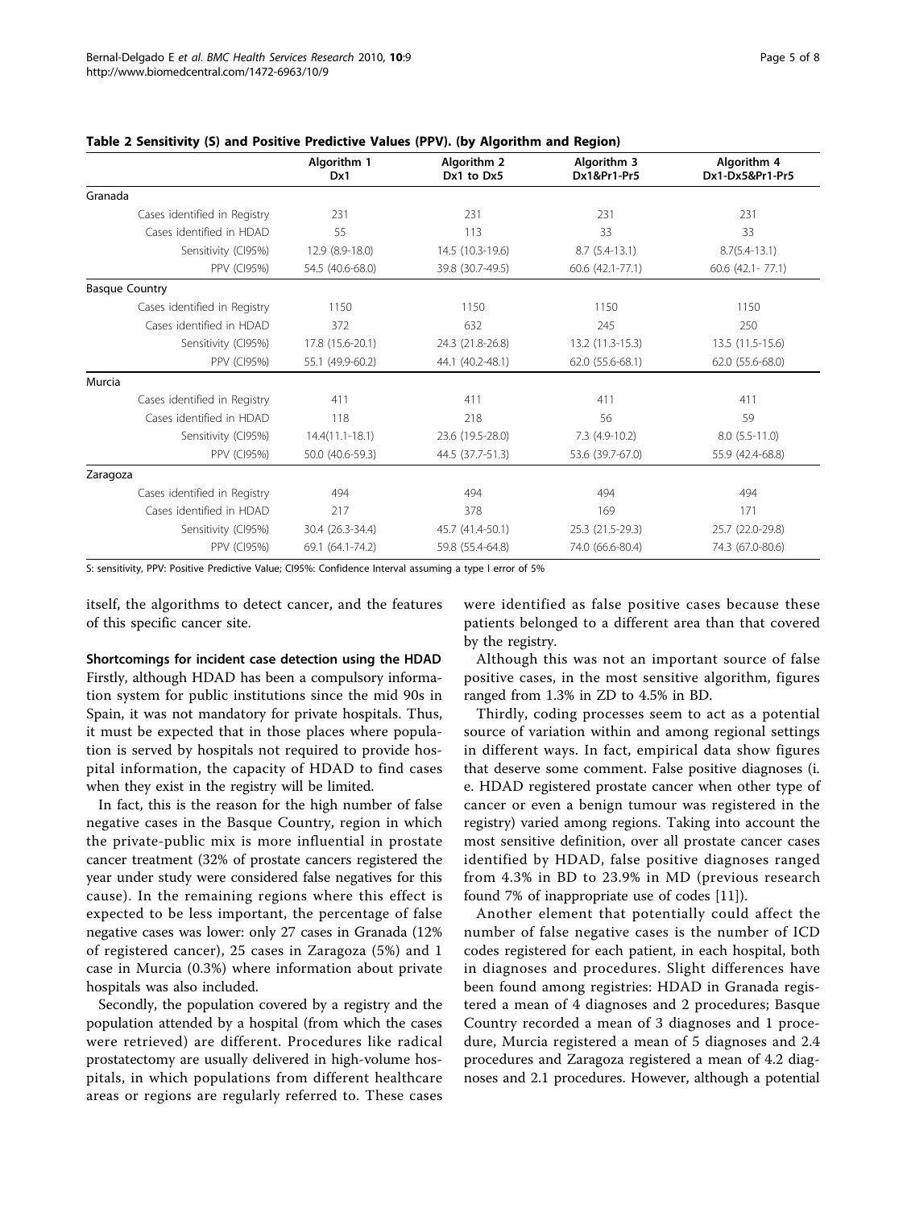**Table 2 Sensitivity (S) and Positive Predictive Values (PPV). (by Algorithm and Region)**

| | Algorithm 1 Dx1 | Algorithm 2 Dx1 to Dx5 | Algorithm 3 Dx1&Pr1-Pr5 | Algorithm 4 Dx1-Dx5&Pr1-Pr5 |
|---|---|---|---|---|
| Granada | | | | |
| Cases identified in Registry | 231 | 231 | 231 | 231 |
| Cases identified in HDAD | 55 | 113 | 33 | 33 |
| Sensitivity (CI95%) | 12.9 (8.9-18.0) | 14.5 (10.3-19.6) | 8.7 (5.4-13.1) | 8.7(5.4-13.1) |
| PPV (CI95%) | 54.5 (40.6-68.0) | 39.8 (30.7-49.5) | 60.6 (42.1-77.1) | 60.6 (42.1- 77.1) |
| Basque Country | | | | |
| Cases identified in Registry | 1150 | 1150 | 1150 | 1150 |
| Cases identified in HDAD | 372 | 632 | 245 | 250 |
| Sensitivity (CI95%) | 17.8 (15.6-20.1) | 24.3 (21.8-26.8) | 13.2 (11.3-15.3) | 13.5 (11.5-15.6) |
| PPV (CI95%) | 55.1 (49.9-60.2) | 44.1 (40.2-48.1) | 62.0 (55.6-68.1) | 62.0 (55.6-68.0) |
| Murcia | | | | |
| Cases identified in Registry | 411 | 411 | 411 | 411 |
| Cases identified in HDAD | 118 | 218 | 56 | 59 |
| Sensitivity (CI95%) | 14.4(11.1-18.1) | 23.6 (19.5-28.0) | 7.3 (4.9-10.2) | 8.0 (5.5-11.0) |
| PPV (CI95%) | 50.0 (40.6-59.3) | 44.5 (37.7-51.3) | 53.6 (39.7-67.0) | 55.9 (42.4-68.8) |
| Zaragoza | | | | |
| Cases identified in Registry | 494 | 494 | 494 | 494 |
| Cases identified in HDAD | 217 | 378 | 169 | 171 |
| Sensitivity (CI95%) | 30.4 (26.3-34.4) | 45.7 (41.4-50.1) | 25.3 (21.5-29.3) | 25.7 (22.0-29.8) |
| PPV (CI95%) | 69.1 (64.1-74.2) | 59.8 (55.4-64.8) | 74.0 (66.6-80.4) | 74.3 (67.0-80.6) |

S: sensitivity, PPV: Positive Predictive Value; CI95%: Confidence Interval assuming a type I error of 5%

itself, the algorithms to detect cancer, and the features of this specific cancer site.

**Shortcomings for incident case detection using the HDAD**

Firstly, although HDAD has been a compulsory information system for public institutions since the mid 90s in Spain, it was not mandatory for private hospitals. Thus, it must be expected that in those places where population is served by hospitals not required to provide hospital information, the capacity of HDAD to find cases when they exist in the registry will be limited.

In fact, this is the reason for the high number of false negative cases in the Basque Country, region in which the private-public mix is more influential in prostate cancer treatment (32% of prostate cancers registered the year under study were considered false negatives for this cause). In the remaining regions where this effect is expected to be less important, the percentage of false negative cases was lower: only 27 cases in Granada (12% of registered cancer), 25 cases in Zaragoza (5%) and 1 case in Murcia (0.3%) where information about private hospitals was also included.

Secondly, the population covered by a registry and the population attended by a hospital (from which the cases were retrieved) are different. Procedures like radical prostatectomy are usually delivered in high-volume hospitals, in which populations from different healthcare areas or regions are regularly referred to. These cases were identified as false positive cases because these patients belonged to a different area than that covered by the registry.

Although this was not an important source of false positive cases, in the most sensitive algorithm, figures ranged from 1.3% in ZD to 4.5% in BD.

Thirdly, coding processes seem to act as a potential source of variation within and among regional settings in different ways. In fact, empirical data show figures that deserve some comment. False positive diagnoses (i.e. HDAD registered prostate cancer when other type of cancer or even a benign tumour was registered in the registry) varied among regions. Taking into account the most sensitive definition, over all prostate cancer cases identified by HDAD, false positive diagnoses ranged from 4.3% in BD to 23.9% in MD (previous research found 7% of inappropriate use of codes [11]).

Another element that potentially could affect the number of false negative cases is the number of ICD codes registered for each patient, in each hospital, both in diagnoses and procedures. Slight differences have been found among registries: HDAD in Granada registered a mean of 4 diagnoses and 2 procedures; Basque Country recorded a mean of 3 diagnoses and 1 procedure, Murcia registered a mean of 5 diagnoses and 2.4 procedures and Zaragoza registered a mean of 4.2 diagnoses and 2.1 procedures. However, although a potential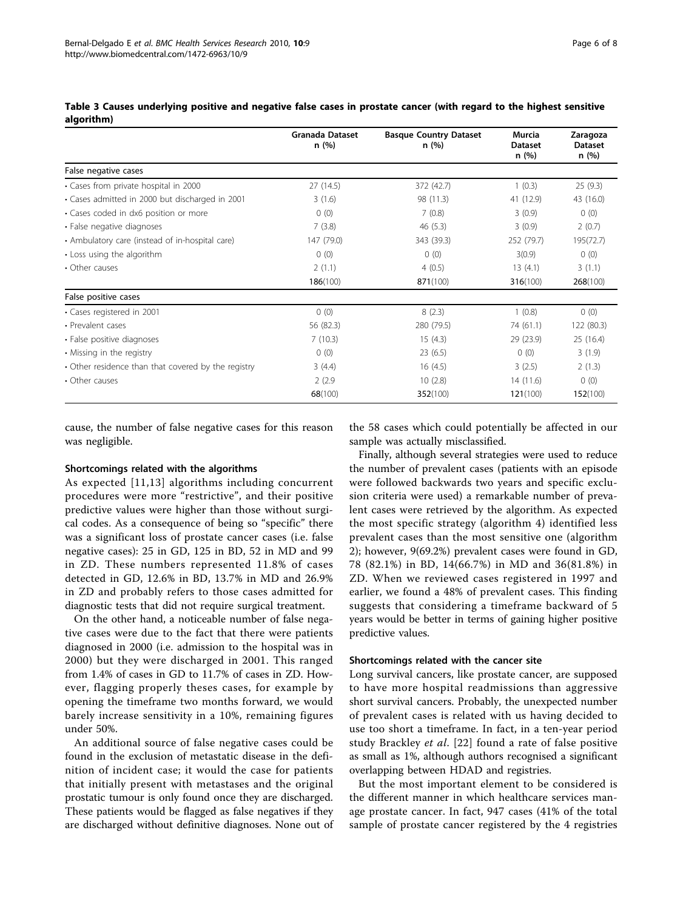**Table 3 Causes underlying positive and negative false cases in prostate cancer (with regard to the highest sensitive algorithm)**

| | Granada Dataset n (%) | Basque Country Dataset n (%) | Murcia Dataset n (%) | Zaragoza Dataset n (%) |
|---|---|---|---|---|
| False negative cases | | | | |
| • Cases from private hospital in 2000 | 27 (14.5) | 372 (42.7) | 1 (0.3) | 25 (9.3) |
| • Cases admitted in 2000 but discharged in 2001 | 3 (1.6) | 98 (11.3) | 41 (12.9) | 43 (16.0) |
| • Cases coded in dx6 position or more | 0 (0) | 7 (0.8) | 3 (0.9) | 0 (0) |
| • False negative diagnoses | 7 (3.8) | 46 (5.3) | 3 (0.9) | 2 (0.7) |
| • Ambulatory care (instead of in-hospital care) | 147 (79.0) | 343 (39.3) | 252 (79.7) | 195(72.7) |
| • Loss using the algorithm | 0 (0) | 0 (0) | 3(0.9) | 0 (0) |
| • Other causes | 2 (1.1) | 4 (0.5) | 13 (4.1) | 3 (1.1) |
| | **186**(100) | **871**(100) | **316**(100) | **268**(100) |
| False positive cases | | | | |
| • Cases registered in 2001 | 0 (0) | 8 (2.3) | 1 (0.8) | 0 (0) |
| • Prevalent cases | 56 (82.3) | 280 (79.5) | 74 (61.1) | 122 (80.3) |
| • False positive diagnoses | 7 (10.3) | 15 (4.3) | 29 (23.9) | 25 (16.4) |
| • Missing in the registry | 0 (0) | 23 (6.5) | 0 (0) | 3 (1.9) |
| • Other residence than that covered by the registry | 3 (4.4) | 16 (4.5) | 3 (2.5) | 2 (1.3) |
| • Other causes | 2 (2.9 | 10 (2.8) | 14 (11.6) | 0 (0) |
| | **68**(100) | **352**(100) | **121**(100) | **152**(100) |

cause, the number of false negative cases for this reason was negligible.

### Shortcomings related with the algorithms

As expected [11,13] algorithms including concurrent procedures were more "restrictive", and their positive predictive values were higher than those without surgical codes. As a consequence of being so "specific" there was a significant loss of prostate cancer cases (i.e. false negative cases): 25 in GD, 125 in BD, 52 in MD and 99 in ZD. These numbers represented 11.8% of cases detected in GD, 12.6% in BD, 13.7% in MD and 26.9% in ZD and probably refers to those cases admitted for diagnostic tests that did not require surgical treatment.

On the other hand, a noticeable number of false negative cases were due to the fact that there were patients diagnosed in 2000 (i.e. admission to the hospital was in 2000) but they were discharged in 2001. This ranged from 1.4% of cases in GD to 11.7% of cases in ZD. However, flagging properly theses cases, for example by opening the timeframe two months forward, we would barely increase sensitivity in a 10%, remaining figures under 50%.

An additional source of false negative cases could be found in the exclusion of metastatic disease in the definition of incident case; it would the case for patients that initially present with metastases and the original prostatic tumour is only found once they are discharged. These patients would be flagged as false negatives if they are discharged without definitive diagnoses. None out of the 58 cases which could potentially be affected in our sample was actually misclassified.

Finally, although several strategies were used to reduce the number of prevalent cases (patients with an episode were followed backwards two years and specific exclusion criteria were used) a remarkable number of prevalent cases were retrieved by the algorithm. As expected the most specific strategy (algorithm 4) identified less prevalent cases than the most sensitive one (algorithm 2); however, 9(69.2%) prevalent cases were found in GD, 78 (82.1%) in BD, 14(66.7%) in MD and 36(81.8%) in ZD. When we reviewed cases registered in 1997 and earlier, we found a 48% of prevalent cases. This finding suggests that considering a timeframe backward of 5 years would be better in terms of gaining higher positive predictive values.

### Shortcomings related with the cancer site

Long survival cancers, like prostate cancer, are supposed to have more hospital readmissions than aggressive short survival cancers. Probably, the unexpected number of prevalent cases is related with us having decided to use too short a timeframe. In fact, in a ten-year period study Brackley *et al*. [22] found a rate of false positive as small as 1%, although authors recognised a significant overlapping between HDAD and registries.

But the most important element to be considered is the different manner in which healthcare services manage prostate cancer. In fact, 947 cases (41% of the total sample of prostate cancer registered by the 4 registries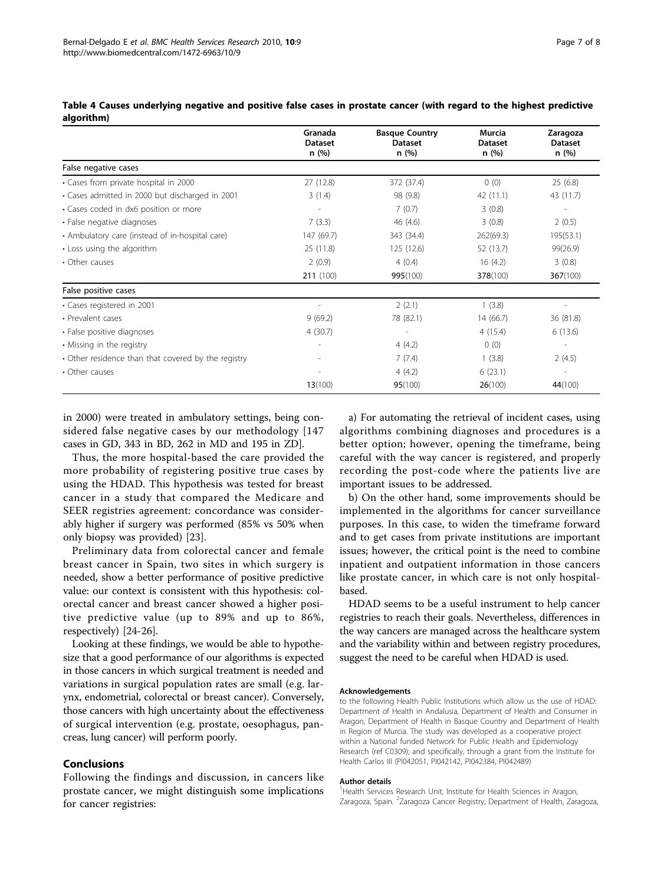**Table 4 Causes underlying negative and positive false cases in prostate cancer (with regard to the highest predictive algorithm)**

| | Granada Dataset n (%) | Basque Country Dataset n (%) | Murcia Dataset n (%) | Zaragoza Dataset n (%) |
|---|---|---|---|---|
| False negative cases | | | | |
| • Cases from private hospital in 2000 | 27 (12.8) | 372 (37.4) | 0 (0) | 25 (6.8) |
| • Cases admitted in 2000 but discharged in 2001 | 3 (1.4) | 98 (9.8) | 42 (11.1) | 43 (11.7) |
| • Cases coded in dx6 position or more | - | 7 (0.7) | 3 (0.8) | - |
| • False negative diagnoses | 7 (3.3) | 46 (4.6) | 3 (0.8) | 2 (0.5) |
| • Ambulatory care (instead of in-hospital care) | 147 (69.7) | 343 (34.4) | 262(69.3) | 195(53.1) |
| • Loss using the algorithm | 25 (11.8) | 125 (12.6) | 52 (13.7) | 99(26.9) |
| • Other causes | 2 (0.9) | 4 (0.4) | 16 (4.2) | 3 (0.8) |
| | **211** (100) | **995**(100) | **378**(100) | **367**(100) |
| False positive cases | | | | |
| • Cases registered in 2001 | - | 2 (2.1) | 1 (3.8) | - |
| • Prevalent cases | 9 (69.2) | 78 (82.1) | 14 (66.7) | 36 (81.8) |
| • False positive diagnoses | 4 (30.7) | - | 4 (15.4) | 6 (13.6) |
| • Missing in the registry | - | 4 (4.2) | 0 (0) | - |
| • Other residence than that covered by the registry | - | 7 (7.4) | 1 (3.8) | 2 (4.5) |
| • Other causes | - | 4 (4.2) | 6 (23.1) | - |
| | **13**(100) | **95**(100) | **26**(100) | **44**(100) |

in 2000) were treated in ambulatory settings, being considered false negative cases by our methodology [147 cases in GD, 343 in BD, 262 in MD and 195 in ZD].

Thus, the more hospital-based the care provided the more probability of registering positive true cases by using the HDAD. This hypothesis was tested for breast cancer in a study that compared the Medicare and SEER registries agreement: concordance was considerably higher if surgery was performed (85% vs 50% when only biopsy was provided) [23].

Preliminary data from colorectal cancer and female breast cancer in Spain, two sites in which surgery is needed, show a better performance of positive predictive value: our context is consistent with this hypothesis: colorectal cancer and breast cancer showed a higher positive predictive value (up to 89% and up to 86%, respectively) [24-26].

Looking at these findings, we would be able to hypothesize that a good performance of our algorithms is expected in those cancers in which surgical treatment is needed and variations in surgical population rates are small (e.g. larynx, endometrial, colorectal or breast cancer). Conversely, those cancers with high uncertainty about the effectiveness of surgical intervention (e.g. prostate, oesophagus, pancreas, lung cancer) will perform poorly.

## Conclusions

Following the findings and discussion, in cancers like prostate cancer, we might distinguish some implications for cancer registries:

a) For automating the retrieval of incident cases, using algorithms combining diagnoses and procedures is a better option; however, opening the timeframe, being careful with the way cancer is registered, and properly recording the post-code where the patients live are important issues to be addressed.

b) On the other hand, some improvements should be implemented in the algorithms for cancer surveillance purposes. In this case, to widen the timeframe forward and to get cases from private institutions are important issues; however, the critical point is the need to combine inpatient and outpatient information in those cancers like prostate cancer, in which care is not only hospital-based.

HDAD seems to be a useful instrument to help cancer registries to reach their goals. Nevertheless, differences in the way cancers are managed across the healthcare system and the variability within and between registry procedures, suggest the need to be careful when HDAD is used.

#### Acknowledgements

to the following Health Public Institutions which allow us the use of HDAD: Department of Health in Andalusia, Department of Health and Consumer in Aragon, Department of Health in Basque Country and Department of Health in Region of Murcia. The study was developed as a cooperative project within a National funded Network for Public Health and Epidemiology Research (ref C0309); and specifically, through a grant from the Institute for Health Carlos III (PI042051, PI042142, PI042384, PI042489)

#### Author details

[1]Health Services Research Unit, Institute for Health Sciences in Aragon, Zaragoza, Spain. [2]Zaragoza Cancer Registry, Department of Health, Zaragoza,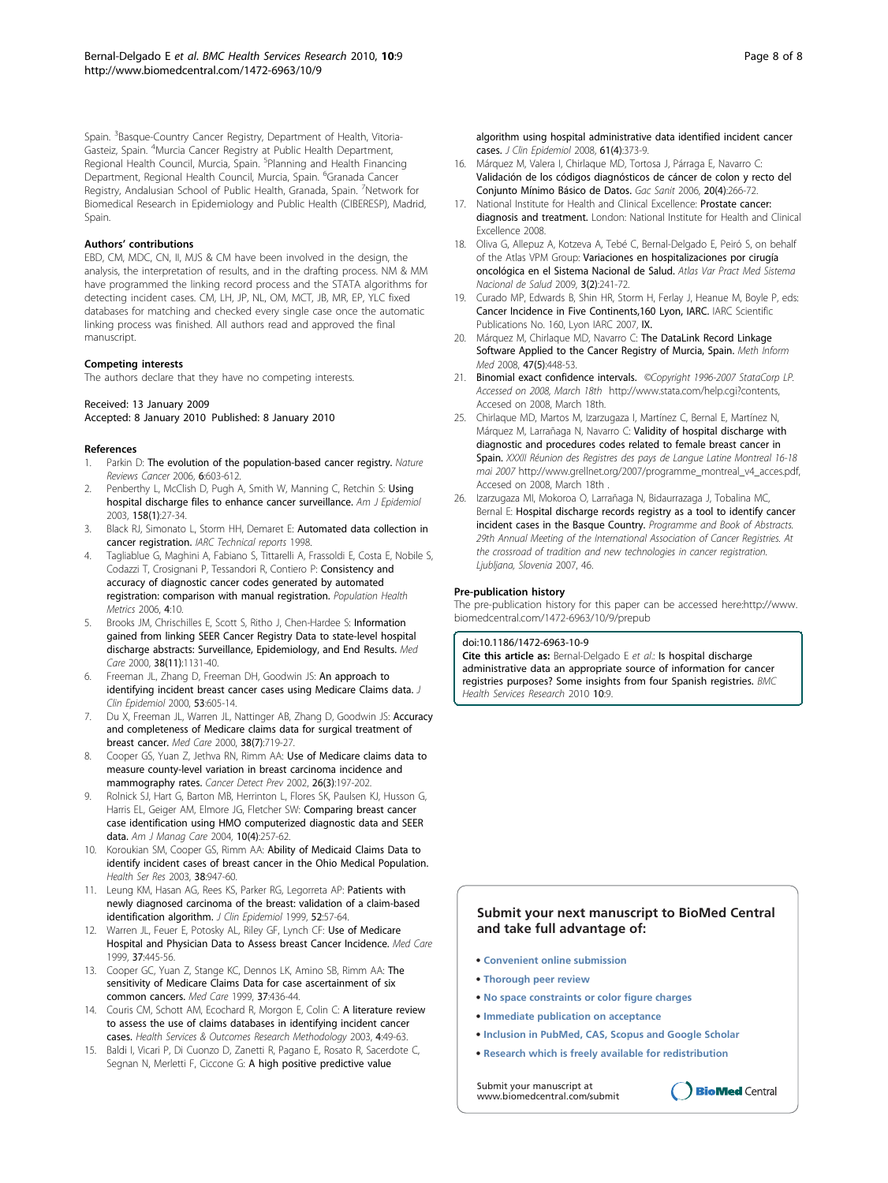Spain. [3]Basque-Country Cancer Registry, Department of Health, Vitoria-Gasteiz, Spain. [4]Murcia Cancer Registry at Public Health Department, Regional Health Council, Murcia, Spain. [5]Planning and Health Financing Department, Regional Health Council, Murcia, Spain. [6]Granada Cancer Registry, Andalusian School of Public Health, Granada, Spain. [7]Network for Biomedical Research in Epidemiology and Public Health (CIBERESP), Madrid, Spain.

#### Authors' contributions

EBD, CM, MDC, CN, II, MJS & CM have been involved in the design, the analysis, the interpretation of results, and in the drafting process. NM & MM have programmed the linking record process and the STATA algorithms for detecting incident cases. CM, LH, JP, NL, OM, MCT, JB, MR, EP, YLC fixed databases for matching and checked every single case once the automatic linking process was finished. All authors read and approved the final manuscript.

#### Competing interests

The authors declare that they have no competing interests.

Received: 13 January 2009
Accepted: 8 January 2010 Published: 8 January 2010

#### References

1. Parkin D: **The evolution of the population-based cancer registry.** *Nature Reviews Cancer* 2006, **6**:603-612.
2. Penberthy L, McClish D, Pugh A, Smith W, Manning C, Retchin S: **Using hospital discharge files to enhance cancer surveillance.** *Am J Epidemiol* 2003, **158(1)**:27-34.
3. Black RJ, Simonato L, Storm HH, Demaret E: **Automated data collection in cancer registration.** *IARC Technical reports* 1998.
4. Tagliablue G, Maghini A, Fabiano S, Tittarelli A, Frassoldi E, Costa E, Nobile S, Codazzi T, Crosignani P, Tessandori R, Contiero P: **Consistency and accuracy of diagnostic cancer codes generated by automated registration: comparison with manual registration.** *Population Health Metrics* 2006, **4**:10.
5. Brooks JM, Chrischilles E, Scott S, Ritho J, Chen-Hardee S: **Information gained from linking SEER Cancer Registry Data to state-level hospital discharge abstracts: Surveillance, Epidemiology, and End Results.** *Med Care* 2000, **38(11)**:1131-40.
6. Freeman JL, Zhang D, Freeman DH, Goodwin JS: **An approach to identifying incident breast cancer cases using Medicare Claims data.** *J Clin Epidemiol* 2000, **53**:605-14.
7. Du X, Freeman JL, Warren JL, Nattinger AB, Zhang D, Goodwin JS: **Accuracy and completeness of Medicare claims data for surgical treatment of breast cancer.** *Med Care* 2000, **38(7)**:719-27.
8. Cooper GS, Yuan Z, Jethva RN, Rimm AA: **Use of Medicare claims data to measure county-level variation in breast carcinoma incidence and mammography rates.** *Cancer Detect Prev* 2002, **26(3)**:197-202.
9. Rolnick SJ, Hart G, Barton MB, Herrinton L, Flores SK, Paulsen KJ, Husson G, Harris EL, Geiger AM, Elmore JG, Fletcher SW: **Comparing breast cancer case identification using HMO computerized diagnostic data and SEER data.** *Am J Manag Care* 2004, **10(4)**:257-62.
10. Koroukian SM, Cooper GS, Rimm AA: **Ability of Medicaid Claims Data to identify incident cases of breast cancer in the Ohio Medical Population.** *Health Ser Res* 2003, **38**:947-60.
11. Leung KM, Hasan AG, Rees KS, Parker RG, Legorreta AP: **Patients with newly diagnosed carcinoma of the breast: validation of a claim-based identification algorithm.** *J Clin Epidemiol* 1999, **52**:57-64.
12. Warren JL, Feuer E, Potosky AL, Riley GF, Lynch CF: **Use of Medicare Hospital and Physician Data to Assess breast Cancer Incidence.** *Med Care* 1999, **37**:445-56.
13. Cooper GC, Yuan Z, Stange KC, Dennos LK, Amino SB, Rimm AA: **The sensitivity of Medicare Claims Data for case ascertainment of six common cancers.** *Med Care* 1999, **37**:436-44.
14. Couris CM, Schott AM, Ecochard R, Morgon E, Colin C: **A literature review to assess the use of claims databases in identifying incident cancer cases.** *Health Services & Outcomes Research Methodology* 2003, **4**:49-63.
15. Baldi I, Vicari P, Di Cuonzo D, Zanetti R, Pagano E, Rosato R, Sacerdote C, Segnan N, Merletti F, Ciccone G: **A high positive predictive value algorithm using hospital administrative data identified incident cancer cases.** *J Clin Epidemiol* 2008, **61(4)**:373-9.
16. Márquez M, Valera I, Chirlaque MD, Tortosa J, Párraga E, Navarro C: **Validación de los códigos diagnósticos de cáncer de colon y recto del Conjunto Mínimo Básico de Datos.** *Gac Sanit* 2006, **20(4)**:266-72.
17. National Institute for Health and Clinical Excellence: **Prostate cancer: diagnosis and treatment.** London: National Institute for Health and Clinical Excellence 2008.
18. Oliva G, Allepuz A, Kotzeva A, Tebé C, Bernal-Delgado E, Peiró S, on behalf of the Atlas VPM Group: **Variaciones en hospitalizaciones por cirugía oncológica en el Sistema Nacional de Salud.** *Atlas Var Pract Med Sistema Nacional de Salud* 2009, **3(2)**:241-72.
19. Curado MP, Edwards B, Shin HR, Storm H, Ferlay J, Heanue M, Boyle P, eds: **Cancer Incidence in Five Continents,160 Lyon, IARC.** IARC Scientific Publications No. 160, Lyon IARC 2007, **IX.**
20. Márquez M, Chirlaque MD, Navarro C: **The DataLink Record Linkage Software Applied to the Cancer Registry of Murcia, Spain.** *Meth Inform Med* 2008, **47(5)**:448-53.
21. **Binomial exact confidence intervals.** *©Copyright 1996-2007 StataCorp LP. Accessed on 2008, March 18th* http://www.stata.com/help.cgi?contents, Accesed on 2008, March 18th.
25. Chirlaque MD, Martos M, Izarzugaza I, Martínez C, Bernal E, Martínez N, Márquez M, Larrañaga N, Navarro C: **Validity of hospital discharge with diagnostic and procedures codes related to female breast cancer in Spain.** *XXXII Réunion des Registres des pays de Langue Latine Montreal 16-18 mai 2007* http://www.grellnet.org/2007/programme_montreal_v4_acces.pdf, Accesed on 2008, March 18th .
26. Izarzugaza MI, Mokoroa O, Larrañaga N, Bidaurrazaga J, Tobalina MC, Bernal E: **Hospital discharge records registry as a tool to identify cancer incident cases in the Basque Country.** *Programme and Book of Abstracts. 29th Annual Meeting of the International Association of Cancer Registries. At the crossroad of tradition and new technologies in cancer registration. Ljubljana, Slovenia* 2007, 46.

#### Pre-publication history

The pre-publication history for this paper can be accessed here:http://www.biomedcentral.com/1472-6963/10/9/prepub

doi:10.1186/1472-6963-10-9

**Cite this article as:** Bernal-Delgado E *et al.*: Is hospital discharge administrative data an appropriate source of information for cancer registries purposes? Some insights from four Spanish registries. *BMC Health Services Research* 2010 **10**:9.

**Submit your next manuscript to BioMed Central and take full advantage of:**

- Convenient online submission
- Thorough peer review
- No space constraints or color figure charges
- Immediate publication on acceptance
- Inclusion in PubMed, CAS, Scopus and Google Scholar
- Research which is freely available for redistribution

Submit your manuscript at www.biomedcentral.com/submit

BioMed Central